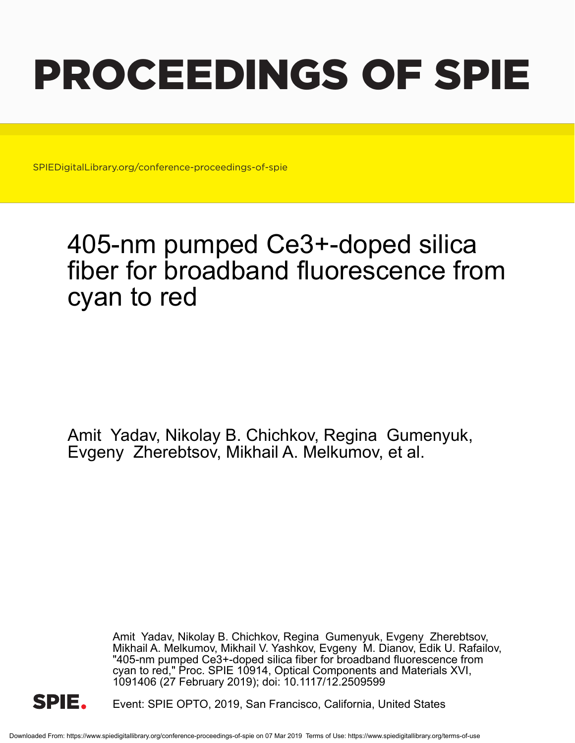# PROCEEDINGS OF SPIE

SPIEDigitalLibrary.org/conference-proceedings-of-spie

## 405-nm pumped Ce3+-doped silica fiber for broadband fluorescence from cyan to red

Amit Yadav, Nikolay B. Chichkov, Regina Gumenyuk, Evgeny Zherebtsov, Mikhail A. Melkumov, et al.

Amit Yadav, Nikolay B. Chichkov, Regina Gumenyuk, Evgeny Zherebtsov, Mikhail A. Melkumov, Mikhail V. Yashkov, Evgeny M. Dianov, Edik U. Rafailov, "405-nm pumped Ce3+-doped silica fiber for broadband fluorescence from cyan to red," Proc. SPIE 10914, Optical Components and Materials XVI, 1091406 (27 February 2019); doi: 10.1117/12.2509599

Event: SPIE OPTO, 2019, San Francisco, California, United States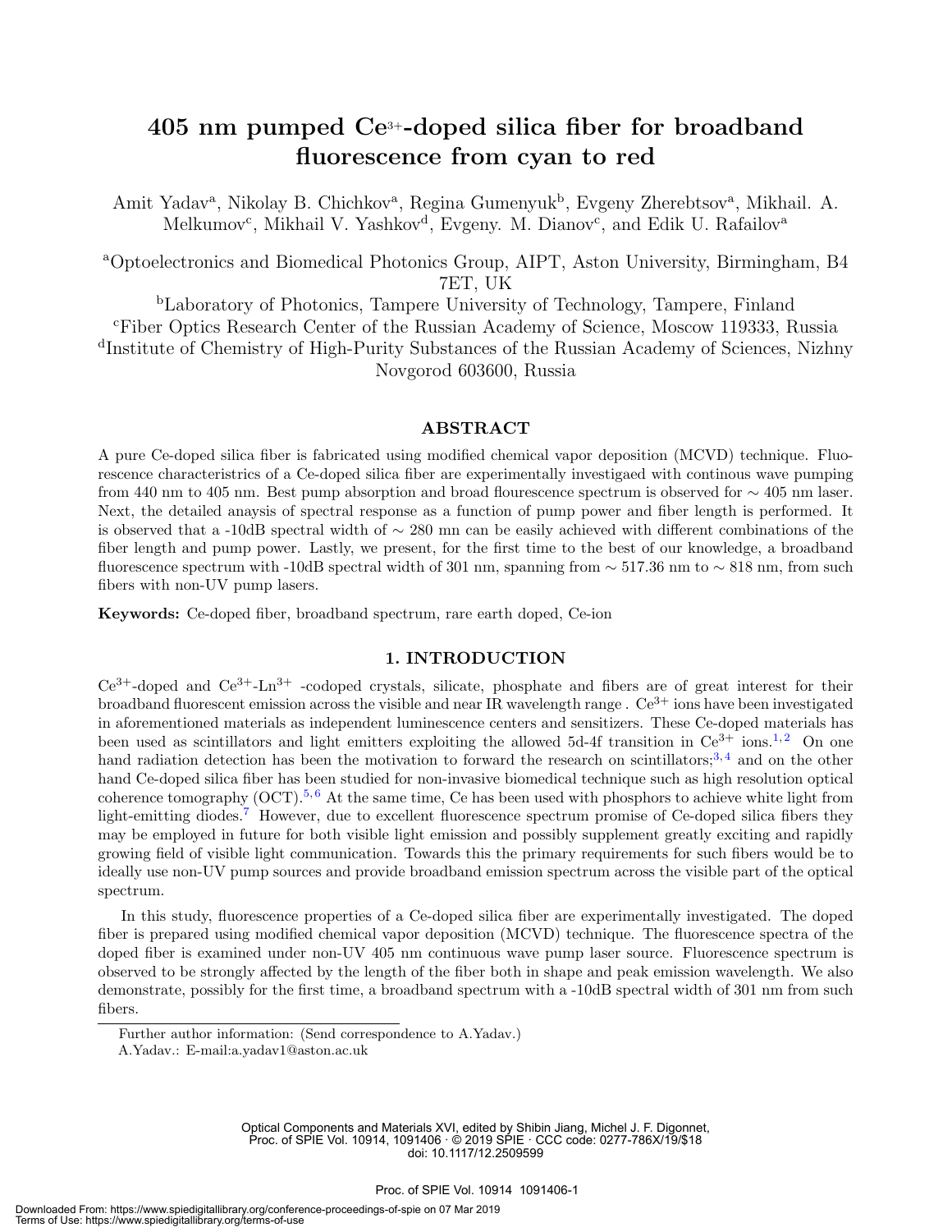# 405 nm pumped $Ce^{3+}$-doped silica fiber for broadband fluorescence from cyan to red

Amit Yadav[a], Nikolay B. Chichkov[a], Regina Gumenyuk[b], Evgeny Zherebtsov[a], Mikhail. A. Melkumov[c], Mikhail V. Yashkov[d], Evgeny. M. Dianov[c], and Edik U. Rafailov[a]

[a]Optoelectronics and Biomedical Photonics Group, AIPT, Aston University, Birmingham, B4 7ET, UK

[b]Laboratory of Photonics, Tampere University of Technology, Tampere, Finland

[c]Fiber Optics Research Center of the Russian Academy of Science, Moscow 119333, Russia

[d]Institute of Chemistry of High-Purity Substances of the Russian Academy of Sciences, Nizhny Novgorod 603600, Russia

## ABSTRACT

A pure Ce-doped silica fiber is fabricated using modified chemical vapor deposition (MCVD) technique. Fluorescence characteristics of a Ce-doped silica fiber are experimentally investigaed with continous wave pumping from 440 nm to 405 nm. Best pump absorption and broad flourescence spectrum is observed for ∼ 405 nm laser. Next, the detailed anaysis of spectral response as a function of pump power and fiber length is performed. It is observed that a -10dB spectral width of ∼ 280 mn can be easily achieved with different combinations of the fiber length and pump power. Lastly, we present, for the first time to the best of our knowledge, a broadband fluorescence spectrum with -10dB spectral width of 301 nm, spanning from ∼ 517.36 nm to ∼ 818 nm, from such fibers with non-UV pump lasers.

**Keywords:** Ce-doped fiber, broadband spectrum, rare earth doped, Ce-ion

## 1. INTRODUCTION

$Ce^{3+}$-doped and $Ce^{3+}$-$Ln^{3+}$ -codoped crystals, silicate, phosphate and fibers are of great interest for their broadband fluorescent emission across the visible and near IR wavelength range . $Ce^{3+}$ ions have been investigated in aforementioned materials as independent luminescence centers and sensitizers. These Ce-doped materials has been used as scintillators and light emitters exploiting the allowed 5d-4f transition in $Ce^{3+}$ ions.[1,2] On one hand radiation detection has been the motivation to forward the research on scintillators;[3,4] and on the other hand Ce-doped silica fiber has been studied for non-invasive biomedical technique such as high resolution optical coherence tomography (OCT).[5,6] At the same time, Ce has been used with phosphors to achieve white light from light-emitting diodes.[7] However, due to excellent fluorescence spectrum promise of Ce-doped silica fibers they may be employed in future for both visible light emission and possibly supplement greatly exciting and rapidly growing field of visible light communication. Towards this the primary requirements for such fibers would be to ideally use non-UV pump sources and provide broadband emission spectrum across the visible part of the optical spectrum.

In this study, fluorescence properties of a Ce-doped silica fiber are experimentally investigated. The doped fiber is prepared using modified chemical vapor deposition (MCVD) technique. The fluorescence spectra of the doped fiber is examined under non-UV 405 nm continuous wave pump laser source. Fluorescence spectrum is observed to be strongly affected by the length of the fiber both in shape and peak emission wavelength. We also demonstrate, possibly for the first time, a broadband spectrum with a -10dB spectral width of 301 nm from such fibers.

Further author information: (Send correspondence to A.Yadav.)
A.Yadav.: E-mail:a.yadav1@aston.ac.uk

Optical Components and Materials XVI, edited by Shibin Jiang, Michel J. F. Digonnet, Proc. of SPIE Vol. 10914, 1091406 · © 2019 SPIE · CCC code: 0277-786X/19/$18 · doi: 10.1117/12.2509599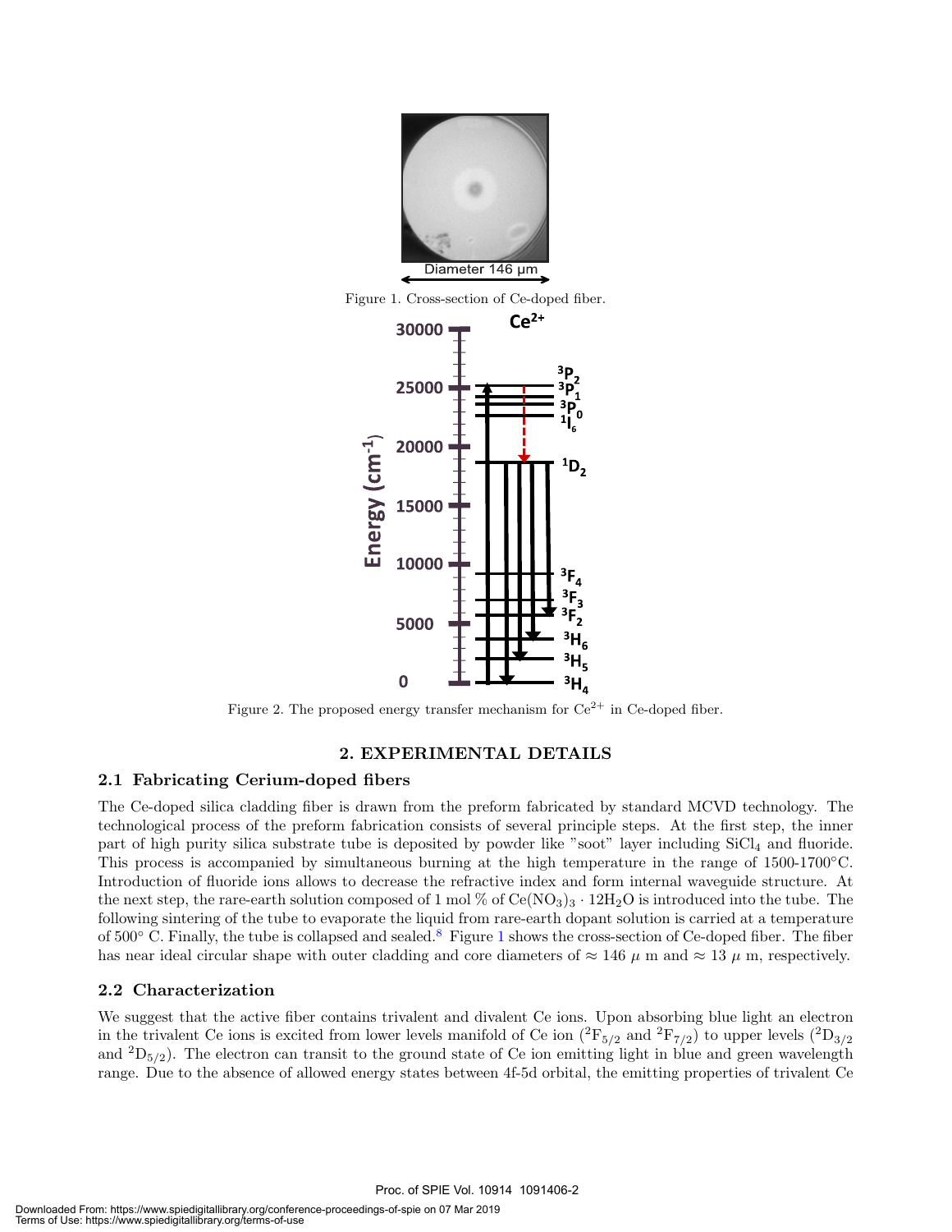Figure 1. Cross-section of Ce-doped fiber.

Figure 2. The proposed energy transfer mechanism for $Ce^{2+}$ in Ce-doped fiber.

## 2. EXPERIMENTAL DETAILS

### 2.1 Fabricating Cerium-doped fibers

The Ce-doped silica cladding fiber is drawn from the preform fabricated by standard MCVD technology. The technological process of the preform fabrication consists of several principle steps. At the first step, the inner part of high purity silica substrate tube is deposited by powder like "soot" layer including $SiCl_4$ and fluoride. This process is accompanied by simultaneous burning at the high temperature in the range of 1500-1700°C. Introduction of fluoride ions allows to decrease the refractive index and form internal waveguide structure. At the next step, the rare-earth solution composed of 1 mol % of $Ce(NO_3)_3 \cdot 12H_2O$ is introduced into the tube. The following sintering of the tube to evaporate the liquid from rare-earth dopant solution is carried at a temperature of 500° C. Finally, the tube is collapsed and sealed.[8] Figure 1 shows the cross-section of Ce-doped fiber. The fiber has near ideal circular shape with outer cladding and core diameters of ≈ 146 $\mu$ m and ≈ 13 $\mu$ m, respectively.

### 2.2 Characterization

We suggest that the active fiber contains trivalent and divalent Ce ions. Upon absorbing blue light an electron in the trivalent Ce ions is excited from lower levels manifold of Ce ion ($^2F_{5/2}$ and $^2F_{7/2}$) to upper levels ($^2D_{3/2}$ and $^2D_{5/2}$). The electron can transit to the ground state of Ce ion emitting light in blue and green wavelength range. Due to the absence of allowed energy states between 4f-5d orbital, the emitting properties of trivalent Ce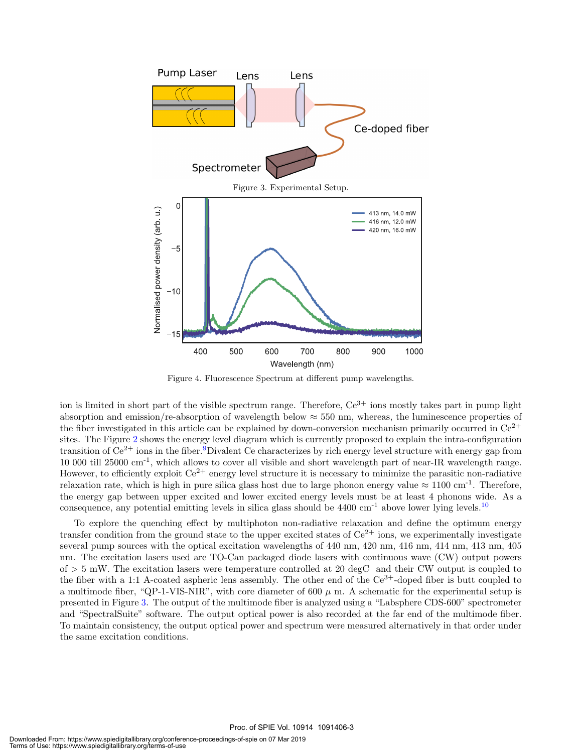Figure 3. Experimental Setup.

Figure 4. Fluorescence Spectrum at different pump wavelengths.

ion is limited in short part of the visible spectrum range. Therefore, $Ce^{3+}$ ions mostly takes part in pump light absorption and emission/re-absorption of wavelength below ≈ 550 nm, whereas, the luminescence properties of the fiber investigated in this article can be explained by down-conversion mechanism primarily occurred in $Ce^{2+}$ sites. The Figure 2 shows the energy level diagram which is currently proposed to explain the intra-configuration transition of $Ce^{2+}$ ions in the fiber.[9] Divalent Ce characterizes by rich energy level structure with energy gap from 10 000 till 25000 $cm^{-1}$, which allows to cover all visible and short wavelength part of near-IR wavelength range. However, to efficiently exploit $Ce^{2+}$ energy level structure it is necessary to minimize the parasitic non-radiative relaxation rate, which is high in pure silica glass host due to large phonon energy value ≈ 1100 $cm^{-1}$. Therefore, the energy gap between upper excited and lower excited energy levels must be at least 4 phonons wide. As a consequence, any potential emitting levels in silica glass should be 4400 $cm^{-1}$ above lower lying levels.[10]

To explore the quenching effect by multiphoton non-radiative relaxation and define the optimum energy transfer condition from the ground state to the upper excited states of $Ce^{2+}$ ions, we experimentally investigate several pump sources with the optical excitation wavelengths of 440 nm, 420 nm, 416 nm, 414 nm, 413 nm, 405 nm. The excitation lasers used are TO-Can packaged diode lasers with continuous wave (CW) output powers of > 5 mW. The excitation lasers were temperature controlled at 20 degC and their CW output is coupled to the fiber with a 1:1 A-coated aspheric lens assembly. The other end of the $Ce^{3+}$-doped fiber is butt coupled to a multimode fiber, "QP-1-VIS-NIR", with core diameter of 600 $\mu$ m. A schematic for the experimental setup is presented in Figure 3. The output of the multimode fiber is analyzed using a "Labsphere CDS-600" spectrometer and "SpectralSuite" software. The output optical power is also recorded at the far end of the multimode fiber. To maintain consistency, the output optical power and spectrum were measured alternatively in that order under the same excitation conditions.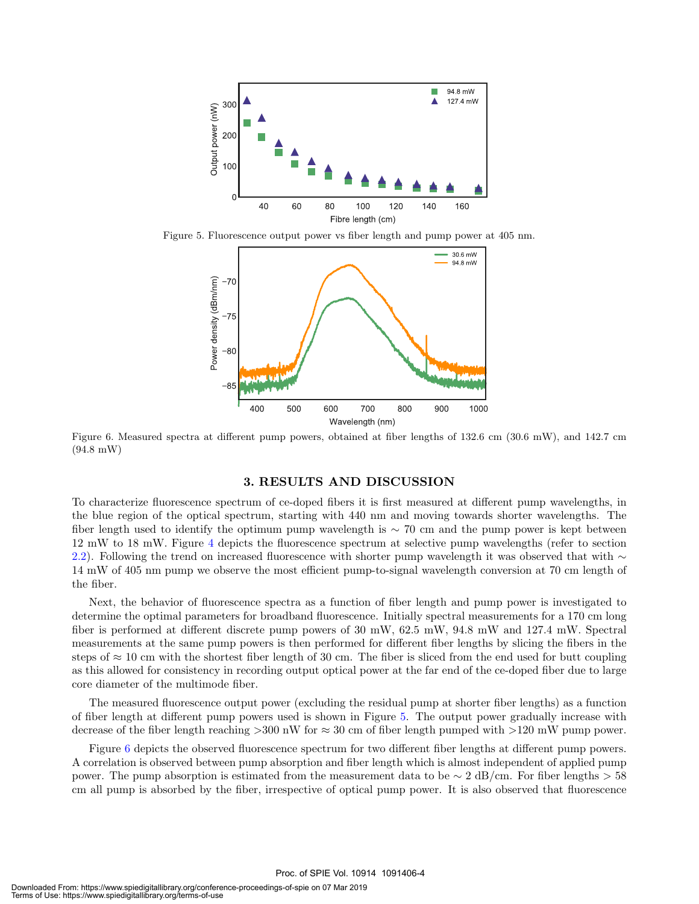Figure 5. Fluorescence output power vs fiber length and pump power at 405 nm.

Figure 6. Measured spectra at different pump powers, obtained at fiber lengths of 132.6 cm (30.6 mW), and 142.7 cm (94.8 mW)

## 3. RESULTS AND DISCUSSION

To characterize fluorescence spectrum of ce-doped fibers it is first measured at different pump wavelengths, in the blue region of the optical spectrum, starting with 440 nm and moving towards shorter wavelengths. The fiber length used to identify the optimum pump wavelength is ∼ 70 cm and the pump power is kept between 12 mW to 18 mW. Figure 4 depicts the fluorescence spectrum at selective pump wavelengths (refer to section 2.2). Following the trend on increased fluorescence with shorter pump wavelength it was observed that with ∼ 14 mW of 405 nm pump we observe the most efficient pump-to-signal wavelength conversion at 70 cm length of the fiber.

Next, the behavior of fluorescence spectra as a function of fiber length and pump power is investigated to determine the optimal parameters for broadband fluorescence. Initially spectral measurements for a 170 cm long fiber is performed at different discrete pump powers of 30 mW, 62.5 mW, 94.8 mW and 127.4 mW. Spectral measurements at the same pump powers is then performed for different fiber lengths by slicing the fibers in the steps of ≈ 10 cm with the shortest fiber length of 30 cm. The fiber is sliced from the end used for butt coupling as this allowed for consistency in recording output optical power at the far end of the ce-doped fiber due to large core diameter of the multimode fiber.

The measured fluorescence output power (excluding the residual pump at shorter fiber lengths) as a function of fiber length at different pump powers used is shown in Figure 5. The output power gradually increase with decrease of the fiber length reaching >300 nW for ≈ 30 cm of fiber length pumped with >120 mW pump power.

Figure 6 depicts the observed fluorescence spectrum for two different fiber lengths at different pump powers. A correlation is observed between pump absorption and fiber length which is almost independent of applied pump power. The pump absorption is estimated from the measurement data to be ∼ 2 dB/cm. For fiber lengths > 58 cm all pump is absorbed by the fiber, irrespective of optical pump power. It is also observed that fluorescence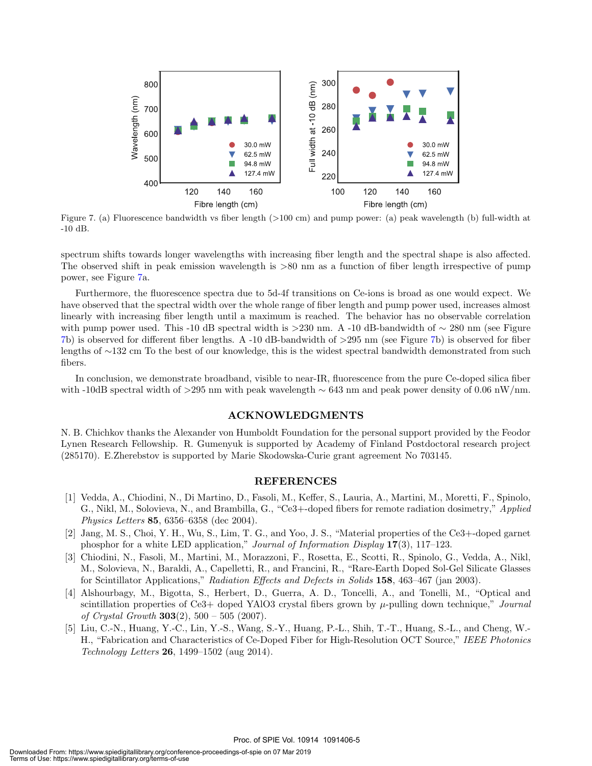Figure 7. (a) Fluorescence bandwidth vs fiber length (>100 cm) and pump power: (a) peak wavelength (b) full-width at -10 dB.

spectrum shifts towards longer wavelengths with increasing fiber length and the spectral shape is also affected. The observed shift in peak emission wavelength is >80 nm as a function of fiber length irrespective of pump power, see Figure 7a.

Furthermore, the fluorescence spectra due to 5d-4f transitions on Ce-ions is broad as one would expect. We have observed that the spectral width over the whole range of fiber length and pump power used, increases almost linearly with increasing fiber length until a maximum is reached. The behavior has no observable correlation with pump power used. This -10 dB spectral width is >230 nm. A -10 dB-bandwidth of ∼ 280 nm (see Figure 7b) is observed for different fiber lengths. A -10 dB-bandwidth of >295 nm (see Figure 7b) is observed for fiber lengths of ∼132 cm To the best of our knowledge, this is the widest spectral bandwidth demonstrated from such fibers.

In conclusion, we demonstrate broadband, visible to near-IR, fluorescence from the pure Ce-doped silica fiber with -10dB spectral width of >295 nm with peak wavelength ∼ 643 nm and peak power density of 0.06 nW/nm.

## ACKNOWLEDGMENTS

N. B. Chichkov thanks the Alexander von Humboldt Foundation for the personal support provided by the Feodor Lynen Research Fellowship. R. Gumenyuk is supported by Academy of Finland Postdoctoral research project (285170). E.Zherebstov is supported by Marie Skodowska-Curie grant agreement No 703145.

## REFERENCES

[1] Vedda, A., Chiodini, N., Di Martino, D., Fasoli, M., Keffer, S., Lauria, A., Martini, M., Moretti, F., Spinolo, G., Nikl, M., Solovieva, N., and Brambilla, G., "Ce3+-doped fibers for remote radiation dosimetry," *Applied Physics Letters* **85**, 6356–6358 (dec 2004).

[2] Jang, M. S., Choi, Y. H., Wu, S., Lim, T. G., and Yoo, J. S., "Material properties of the Ce3+-doped garnet phosphor for a white LED application," *Journal of Information Display* **17**(3), 117–123.

[3] Chiodini, N., Fasoli, M., Martini, M., Morazzoni, F., Rosetta, E., Scotti, R., Spinolo, G., Vedda, A., Nikl, M., Solovieva, N., Baraldi, A., Capelletti, R., and Francini, R., "Rare-Earth Doped Sol-Gel Silicate Glasses for Scintillator Applications," *Radiation Effects and Defects in Solids* **158**, 463–467 (jan 2003).

[4] Alshourbagy, M., Bigotta, S., Herbert, D., Guerra, A. D., Toncelli, A., and Tonelli, M., "Optical and scintillation properties of Ce3+ doped YAlO3 crystal fibers grown by $\mu$-pulling down technique," *Journal of Crystal Growth* **303**(2), 500 – 505 (2007).

[5] Liu, C.-N., Huang, Y.-C., Lin, Y.-S., Wang, S.-Y., Huang, P.-L., Shih, T.-T., Huang, S.-L., and Cheng, W.-H., "Fabrication and Characteristics of Ce-Doped Fiber for High-Resolution OCT Source," *IEEE Photonics Technology Letters* **26**, 1499–1502 (aug 2014).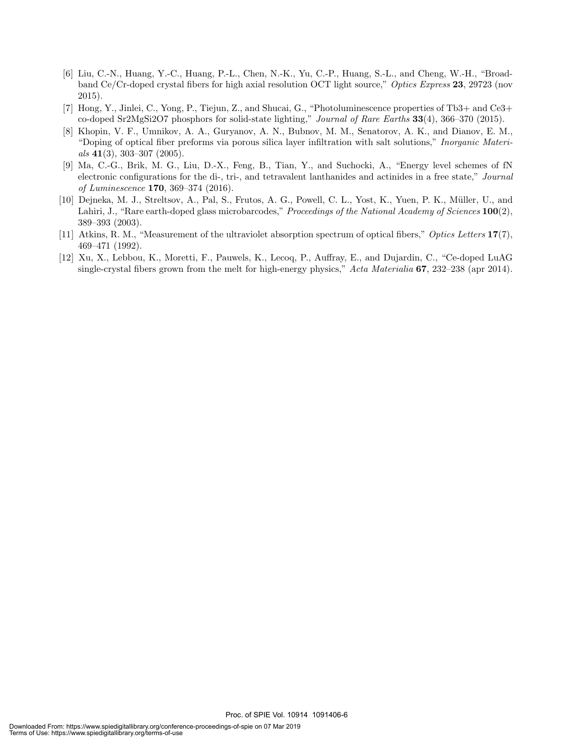[6] Liu, C.-N., Huang, Y.-C., Huang, P.-L., Chen, N.-K., Yu, C.-P., Huang, S.-L., and Cheng, W.-H., "Broadband Ce/Cr-doped crystal fibers for high axial resolution OCT light source," *Optics Express* **23**, 29723 (nov 2015).

[7] Hong, Y., Jinlei, C., Yong, P., Tiejun, Z., and Shucai, G., "Photoluminescence properties of Tb3+ and Ce3+ co-doped Sr2MgSi2O7 phosphors for solid-state lighting," *Journal of Rare Earths* **33**(4), 366–370 (2015).

[8] Khopin, V. F., Umnikov, A. A., Guryanov, A. N., Bubnov, M. M., Senatorov, A. K., and Dianov, E. M., "Doping of optical fiber preforms via porous silica layer infiltration with salt solutions," *Inorganic Materials* **41**(3), 303–307 (2005).

[9] Ma, C.-G., Brik, M. G., Liu, D.-X., Feng, B., Tian, Y., and Suchocki, A., "Energy level schemes of fN electronic configurations for the di-, tri-, and tetravalent lanthanides and actinides in a free state," *Journal of Luminescence* **170**, 369–374 (2016).

[10] Dejneka, M. J., Streltsov, A., Pal, S., Frutos, A. G., Powell, C. L., Yost, K., Yuen, P. K., Müller, U., and Lahiri, J., "Rare earth-doped glass microbarcodes," *Proceedings of the National Academy of Sciences* **100**(2), 389–393 (2003).

[11] Atkins, R. M., "Measurement of the ultraviolet absorption spectrum of optical fibers," *Optics Letters* **17**(7), 469–471 (1992).

[12] Xu, X., Lebbou, K., Moretti, F., Pauwels, K., Lecoq, P., Auffray, E., and Dujardin, C., "Ce-doped LuAG single-crystal fibers grown from the melt for high-energy physics," *Acta Materialia* **67**, 232–238 (apr 2014).